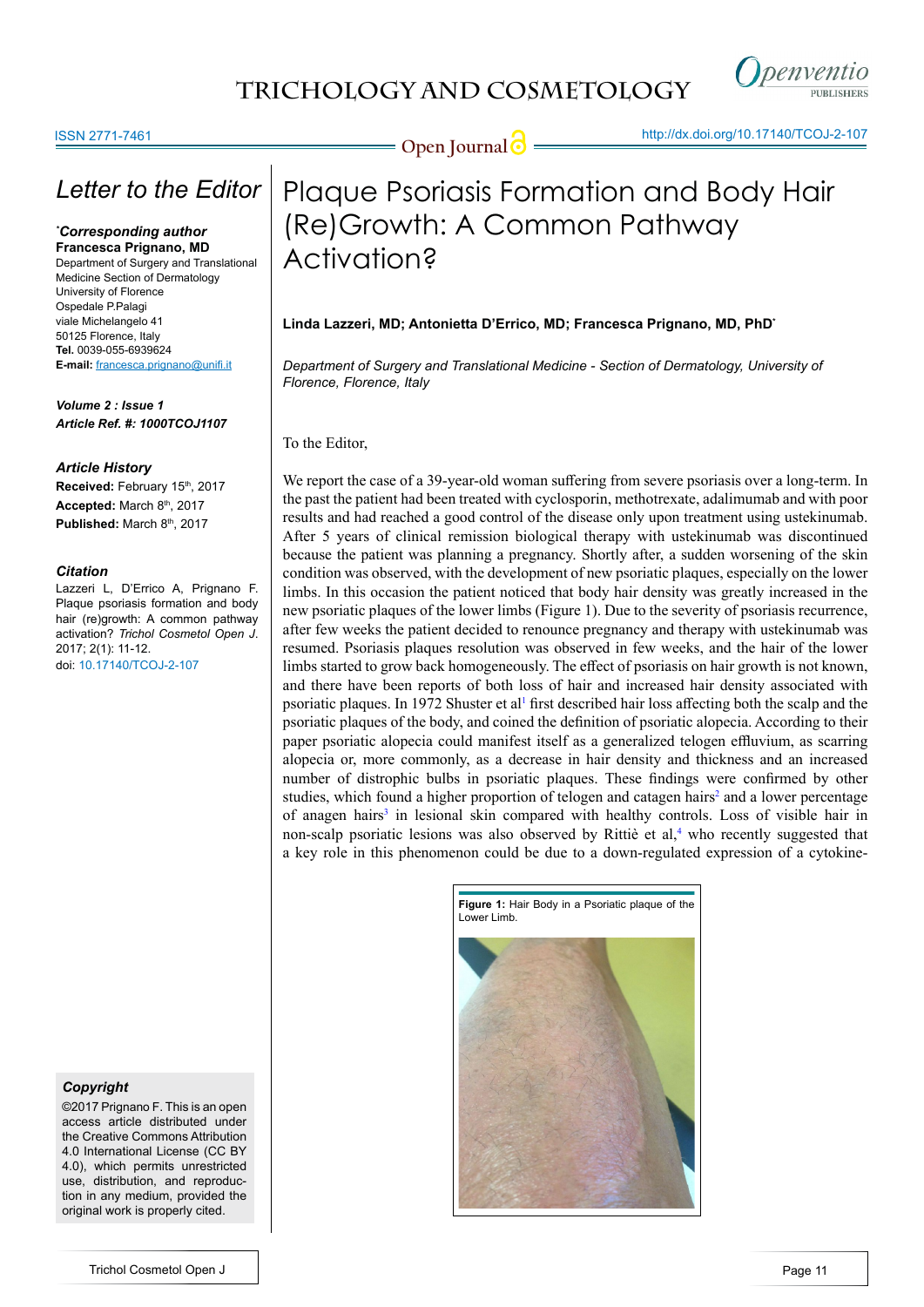# Plaque Psoriasis Formation and Body Hair (Re)Growth: A Common Pathway Activation?

*Letter to the Editor*

**Linda Lazzeri, MD; Antonietta D'Errico, MD; Francesca Prignano, MD, PhD***

*Department of Surgery and Translational Medicine - Section of Dermatology, University of Florence, Florence, Italy*

***Corresponding author**
**Francesca Prignano, MD**
Department of Surgery and Translational Medicine Section of Dermatology
University of Florence
Ospedale P.Palagi
viale Michelangelo 41
50125 Florence, Italy
**Tel.** 0039-055-6939624
**E-mail:** francesca.prignano@unifi.it

***Volume 2 : Issue 1***
***Article Ref. #: 1000TCOJ1107***

### *Article History*

**Received:** February 15th, 2017
**Accepted:** March 8th, 2017
**Published:** March 8th, 2017

### *Citation*

Lazzeri L, D'Errico A, Prignano F. Plaque psoriasis formation and body hair (re)growth: A common pathway activation? *Trichol Cosmetol Open J*. 2017; 2(1): 11-12. doi: 10.17140/TCOJ-2-107

### *Copyright*

©2017 Prignano F. This is an open access article distributed under the Creative Commons Attribution 4.0 International License (CC BY 4.0), which permits unrestricted use, distribution, and reproduction in any medium, provided the original work is properly cited.

To the Editor,

We report the case of a 39-year-old woman suffering from severe psoriasis over a long-term. In the past the patient had been treated with cyclosporin, methotrexate, adalimumab and with poor results and had reached a good control of the disease only upon treatment using ustekinumab. After 5 years of clinical remission biological therapy with ustekinumab was discontinued because the patient was planning a pregnancy. Shortly after, a sudden worsening of the skin condition was observed, with the development of new psoriatic plaques, especially on the lower limbs. In this occasion the patient noticed that body hair density was greatly increased in the new psoriatic plaques of the lower limbs (Figure 1). Due to the severity of psoriasis recurrence, after few weeks the patient decided to renounce pregnancy and therapy with ustekinumab was resumed. Psoriasis plaques resolution was observed in few weeks, and the hair of the lower limbs started to grow back homogeneously. The effect of psoriasis on hair growth is not known, and there have been reports of both loss of hair and increased hair density associated with psoriatic plaques. In 1972 Shuster et al[1] first described hair loss affecting both the scalp and the psoriatic plaques of the body, and coined the definition of psoriatic alopecia. According to their paper psoriatic alopecia could manifest itself as a generalized telogen effluvium, as scarring alopecia or, more commonly, as a decrease in hair density and thickness and an increased number of distrophic bulbs in psoriatic plaques. These findings were confirmed by other studies, which found a higher proportion of telogen and catagen hairs[2] and a lower percentage of anagen hairs[3] in lesional skin compared with healthy controls. Loss of visible hair in non-scalp psoriatic lesions was also observed by Rittiè et al,[4] who recently suggested that a key role in this phenomenon could be due to a down-regulated expression of a cytokine-

**Figure 1:** Hair Body in a Psoriatic plaque of the Lower Limb.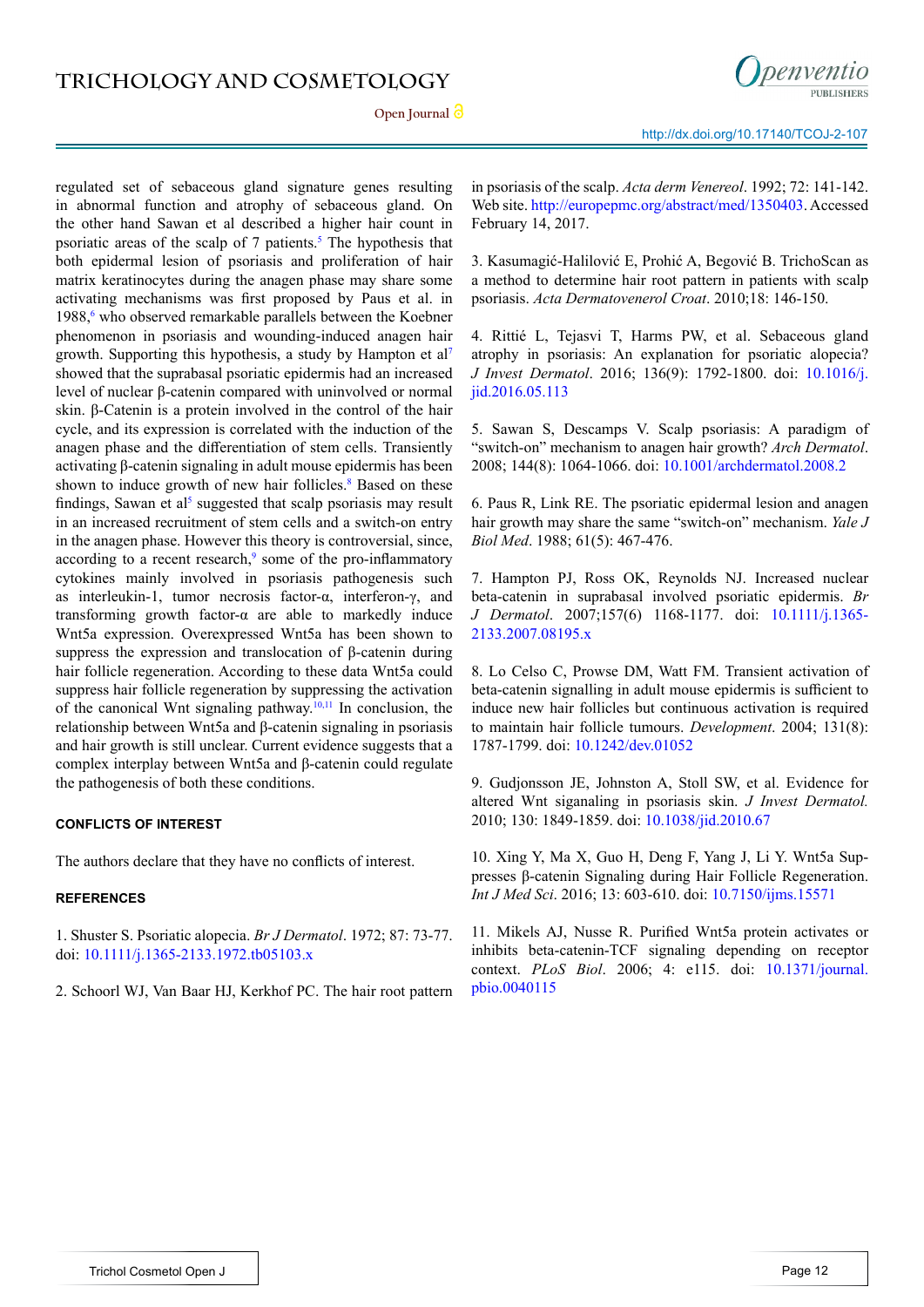regulated set of sebaceous gland signature genes resulting in abnormal function and atrophy of sebaceous gland. On the other hand Sawan et al described a higher hair count in psoriatic areas of the scalp of 7 patients.[5] The hypothesis that both epidermal lesion of psoriasis and proliferation of hair matrix keratinocytes during the anagen phase may share some activating mechanisms was first proposed by Paus et al. in 1988,[6] who observed remarkable parallels between the Koebner phenomenon in psoriasis and wounding-induced anagen hair growth. Supporting this hypothesis, a study by Hampton et al[7] showed that the suprabasal psoriatic epidermis had an increased level of nuclear β-catenin compared with uninvolved or normal skin. β-Catenin is a protein involved in the control of the hair cycle, and its expression is correlated with the induction of the anagen phase and the differentiation of stem cells. Transiently activating β-catenin signaling in adult mouse epidermis has been shown to induce growth of new hair follicles.[8] Based on these findings, Sawan et al[5] suggested that scalp psoriasis may result in an increased recruitment of stem cells and a switch-on entry in the anagen phase. However this theory is controversial, since, according to a recent research,[9] some of the pro-inflammatory cytokines mainly involved in psoriasis pathogenesis such as interleukin-1, tumor necrosis factor-α, interferon-γ, and transforming growth factor-α are able to markedly induce Wnt5a expression. Overexpressed Wnt5a has been shown to suppress the expression and translocation of β-catenin during hair follicle regeneration. According to these data Wnt5a could suppress hair follicle regeneration by suppressing the activation of the canonical Wnt signaling pathway.[10,11] In conclusion, the relationship between Wnt5a and β-catenin signaling in psoriasis and hair growth is still unclear. Current evidence suggests that a complex interplay between Wnt5a and β-catenin could regulate the pathogenesis of both these conditions.

## CONFLICTS OF INTEREST

The authors declare that they have no conflicts of interest.

## REFERENCES

1. Shuster S. Psoriatic alopecia. *Br J Dermatol*. 1972; 87: 73-77. doi: 10.1111/j.1365-2133.1972.tb05103.x

2. Schoorl WJ, Van Baar HJ, Kerkhof PC. The hair root pattern in psoriasis of the scalp. *Acta derm Venereol*. 1992; 72: 141-142. Web site. http://europepmc.org/abstract/med/1350403. Accessed February 14, 2017.

3. Kasumagić-Halilović E, Prohić A, Begović B. TrichoScan as a method to determine hair root pattern in patients with scalp psoriasis. *Acta Dermatovenerol Croat*. 2010;18: 146-150.

4. Rittié L, Tejasvi T, Harms PW, et al. Sebaceous gland atrophy in psoriasis: An explanation for psoriatic alopecia? *J Invest Dermatol*. 2016; 136(9): 1792-1800. doi: 10.1016/j.jid.2016.05.113

5. Sawan S, Descamps V. Scalp psoriasis: A paradigm of "switch-on" mechanism to anagen hair growth? *Arch Dermatol*. 2008; 144(8): 1064-1066. doi: 10.1001/archdermatol.2008.2

6. Paus R, Link RE. The psoriatic epidermal lesion and anagen hair growth may share the same "switch-on" mechanism. *Yale J Biol Med*. 1988; 61(5): 467-476.

7. Hampton PJ, Ross OK, Reynolds NJ. Increased nuclear beta-catenin in suprabasal involved psoriatic epidermis. *Br J Dermatol*. 2007;157(6) 1168-1177. doi: 10.1111/j.1365-2133.2007.08195.x

8. Lo Celso C, Prowse DM, Watt FM. Transient activation of beta-catenin signalling in adult mouse epidermis is sufficient to induce new hair follicles but continuous activation is required to maintain hair follicle tumours. *Development*. 2004; 131(8): 1787-1799. doi: 10.1242/dev.01052

9. Gudjonsson JE, Johnston A, Stoll SW, et al. Evidence for altered Wnt siganaling in psoriasis skin. *J Invest Dermatol*. 2010; 130: 1849-1859. doi: 10.1038/jid.2010.67

10. Xing Y, Ma X, Guo H, Deng F, Yang J, Li Y. Wnt5a Suppresses β-catenin Signaling during Hair Follicle Regeneration. *Int J Med Sci*. 2016; 13: 603-610. doi: 10.7150/ijms.15571

11. Mikels AJ, Nusse R. Purified Wnt5a protein activates or inhibits beta-catenin-TCF signaling depending on receptor context. *PLoS Biol*. 2006; 4: e115. doi: 10.1371/journal.pbio.0040115